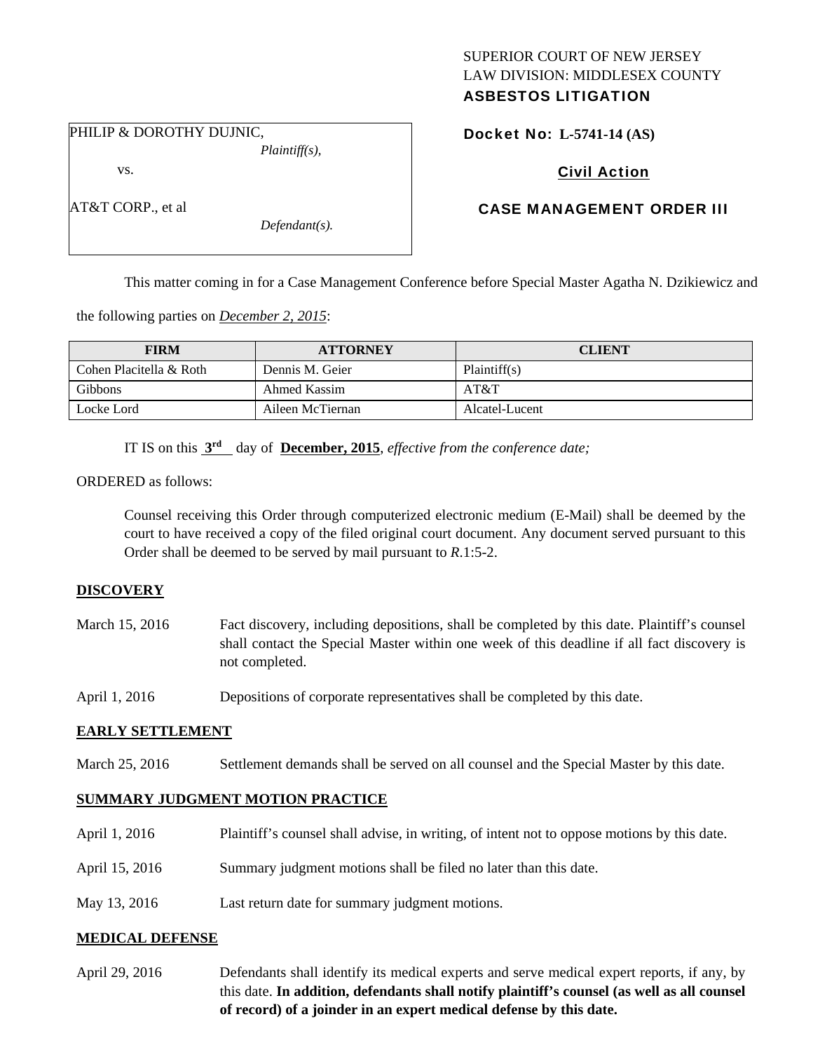SUPERIOR COURT OF NEW JERSEY
LAW DIVISION: MIDDLESEX COUNTY
**ASBESTOS LITIGATION**

PHILIP & DOROTHY DUJNIC,
*Plaintiff(s),*

vs.

AT&T CORP., et al
*Defendant(s).*

**Docket No: L-5741-14 (AS)**

**Civil Action**

**CASE MANAGEMENT ORDER III**

This matter coming in for a Case Management Conference before Special Master Agatha N. Dzikiewicz and the following parties on *December 2, 2015*:

| FIRM | ATTORNEY | CLIENT |
|---|---|---|
| Cohen Placitella & Roth | Dennis M. Geier | Plaintiff(s) |
| Gibbons | Ahmed Kassim | AT&T |
| Locke Lord | Aileen McTiernan | Alcatel-Lucent |

IT IS on this **3rd** day of **December, 2015**, *effective from the conference date;*

ORDERED as follows:

Counsel receiving this Order through computerized electronic medium (E-Mail) shall be deemed by the court to have received a copy of the filed original court document. Any document served pursuant to this Order shall be deemed to be served by mail pursuant to *R*.1:5-2.

**DISCOVERY**

March 15, 2016 Fact discovery, including depositions, shall be completed by this date. Plaintiff's counsel shall contact the Special Master within one week of this deadline if all fact discovery is not completed.

April 1, 2016 Depositions of corporate representatives shall be completed by this date.

**EARLY SETTLEMENT**

March 25, 2016 Settlement demands shall be served on all counsel and the Special Master by this date.

**SUMMARY JUDGMENT MOTION PRACTICE**

April 1, 2016 Plaintiff's counsel shall advise, in writing, of intent not to oppose motions by this date.

April 15, 2016 Summary judgment motions shall be filed no later than this date.

May 13, 2016 Last return date for summary judgment motions.

**MEDICAL DEFENSE**

April 29, 2016 Defendants shall identify its medical experts and serve medical expert reports, if any, by this date. **In addition, defendants shall notify plaintiff's counsel (as well as all counsel of record) of a joinder in an expert medical defense by this date.**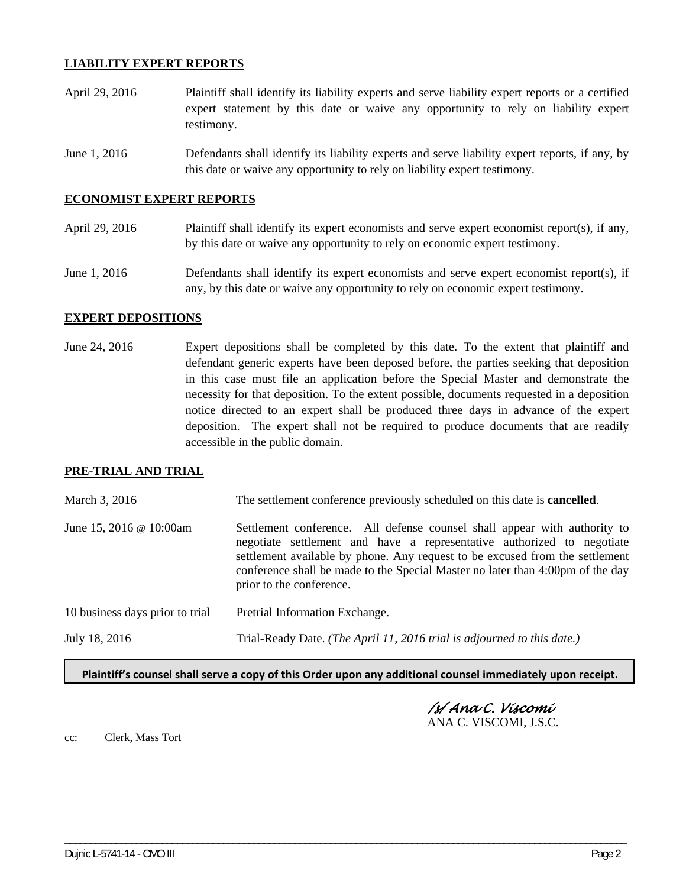**LIABILITY EXPERT REPORTS**

| | |
|---|---|
| April 29, 2016 | Plaintiff shall identify its liability experts and serve liability expert reports or a certified expert statement by this date or waive any opportunity to rely on liability expert testimony. |
| June 1, 2016 | Defendants shall identify its liability experts and serve liability expert reports, if any, by this date or waive any opportunity to rely on liability expert testimony. |

**ECONOMIST EXPERT REPORTS**

| | |
|---|---|
| April 29, 2016 | Plaintiff shall identify its expert economists and serve expert economist report(s), if any, by this date or waive any opportunity to rely on economic expert testimony. |
| June 1, 2016 | Defendants shall identify its expert economists and serve expert economist report(s), if any, by this date or waive any opportunity to rely on economic expert testimony. |

**EXPERT DEPOSITIONS**

| | |
|---|---|
| June 24, 2016 | Expert depositions shall be completed by this date. To the extent that plaintiff and defendant generic experts have been deposed before, the parties seeking that deposition in this case must file an application before the Special Master and demonstrate the necessity for that deposition. To the extent possible, documents requested in a deposition notice directed to an expert shall be produced three days in advance of the expert deposition. The expert shall not be required to produce documents that are readily accessible in the public domain. |

**PRE-TRIAL AND TRIAL**

| | |
|---|---|
| March 3, 2016 | The settlement conference previously scheduled on this date is **cancelled**. |
| June 15, 2016 @ 10:00am | Settlement conference. All defense counsel shall appear with authority to negotiate settlement and have a representative authorized to negotiate settlement available by phone. Any request to be excused from the settlement conference shall be made to the Special Master no later than 4:00pm of the day prior to the conference. |
| 10 business days prior to trial | Pretrial Information Exchange. |
| July 18, 2016 | Trial-Ready Date. *(The April 11, 2016 trial is adjourned to this date.)* |

**Plaintiff's counsel shall serve a copy of this Order upon any additional counsel immediately upon receipt.**

*/s/ Ana C. Viscomi*
ANA C. VISCOMI, J.S.C.

cc: Clerk, Mass Tort

Dujnic L-5741-14 - CMO III